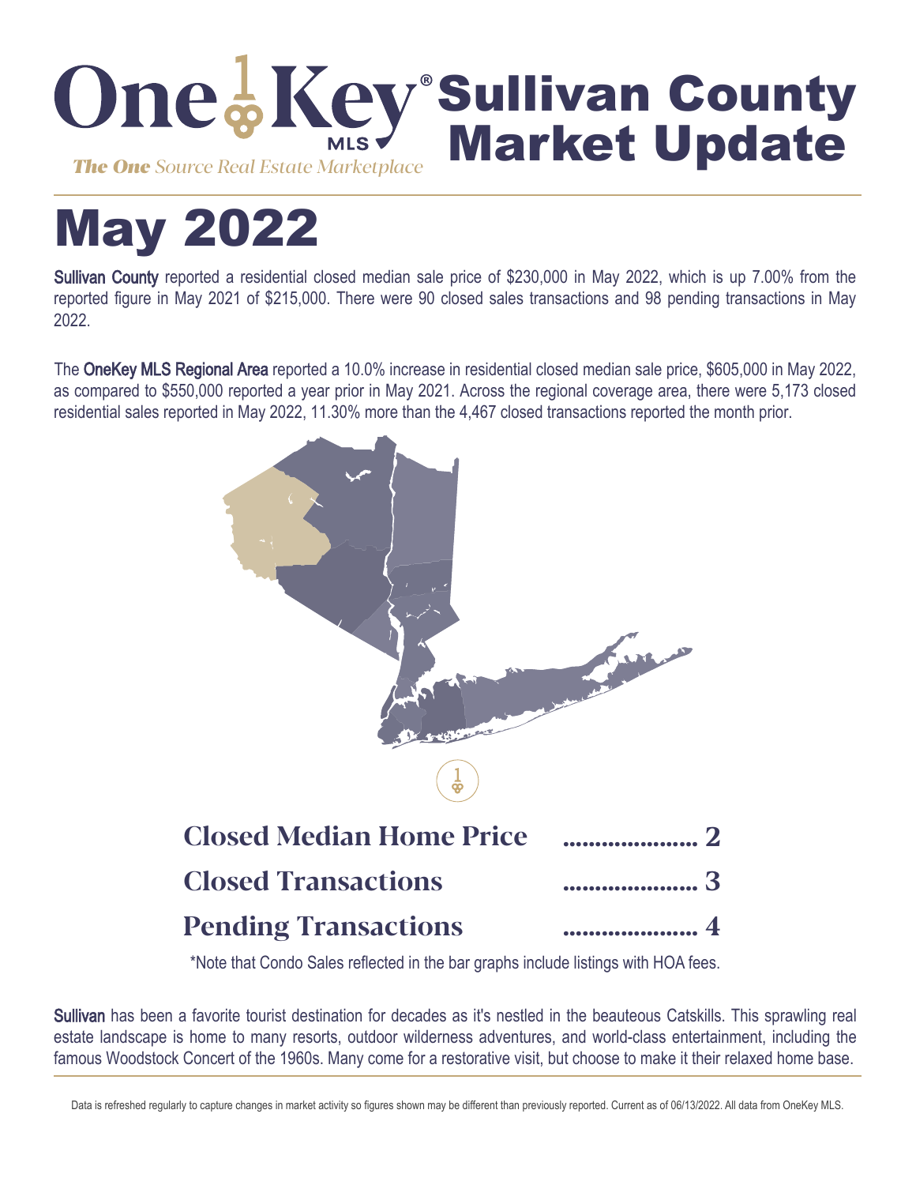# OneKey MLS Sullivan County Market Update

*The One Source Real Estate Marketplace*

# May 2022

**Sullivan County** reported a residential closed median sale price of $230,000 in May 2022, which is up 7.00% from the reported figure in May 2021 of $215,000. There were 90 closed sales transactions and 98 pending transactions in May 2022.

The **OneKey MLS Regional Area** reported a 10.0% increase in residential closed median sale price, $605,000 in May 2022, as compared to $550,000 reported a year prior in May 2021. Across the regional coverage area, there were 5,173 closed residential sales reported in May 2022, 11.30% more than the 4,467 closed transactions reported the month prior.

| | |
|---|---|
| **Closed Median Home Price** | 2 |
| **Closed Transactions** | 3 |
| **Pending Transactions** | 4 |

*Note that Condo Sales reflected in the bar graphs include listings with HOA fees.

**Sullivan** has been a favorite tourist destination for decades as it's nestled in the beauteous Catskills. This sprawling real estate landscape is home to many resorts, outdoor wilderness adventures, and world-class entertainment, including the famous Woodstock Concert of the 1960s. Many come for a restorative visit, but choose to make it their relaxed home base.

Data is refreshed regularly to capture changes in market activity so figures shown may be different than previously reported. Current as of 06/13/2022. All data from OneKey MLS.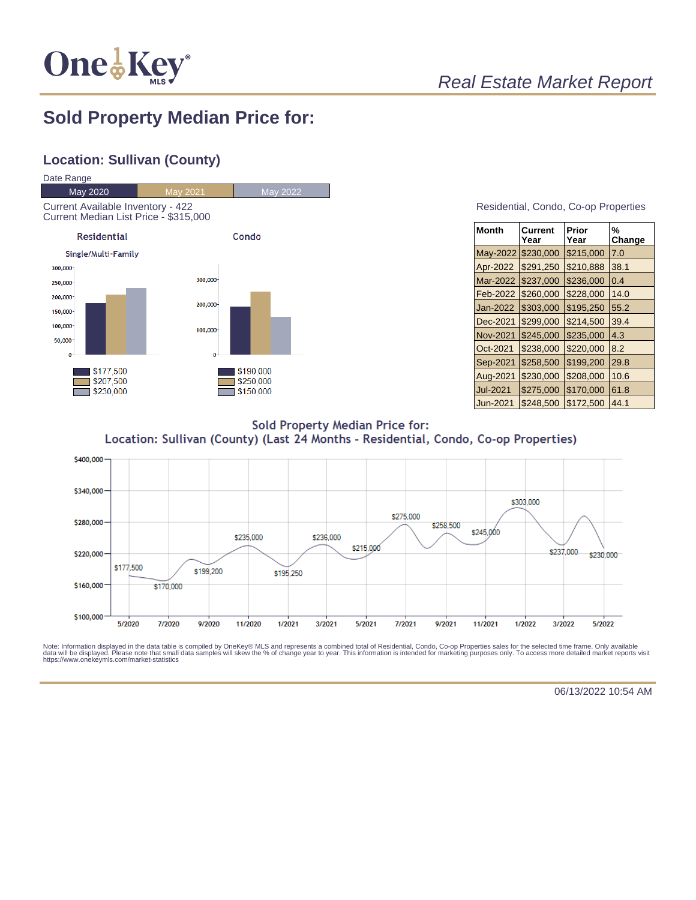*Real Estate Market Report*

# Sold Property Median Price for:

## Location: Sullivan (County)

Date Range

| May 2020 | May 2021 | May 2022 |
|---|---|---|

Current Available Inventory - 422
Current Median List Price - $315,000

**Residential**

Single/Multi-Family

- $177,500
- $207,500
- $230,000

**Condo**

- $190,000
- $250,000
- $150,000

Residential, Condo, Co-op Properties

| Month | Current Year | Prior Year | % Change |
|---|---|---|---|
| May-2022 | $230,000 | $215,000 | 7.0 |
| Apr-2022 | $291,250 | $210,888 | 38.1 |
| Mar-2022 | $237,000 | $236,000 | 0.4 |
| Feb-2022 | $260,000 | $228,000 | 14.0 |
| Jan-2022 | $303,000 | $195,250 | 55.2 |
| Dec-2021 | $299,000 | $214,500 | 39.4 |
| Nov-2021 | $245,000 | $235,000 | 4.3 |
| Oct-2021 | $238,000 | $220,000 | 8.2 |
| Sep-2021 | $258,500 | $199,200 | 29.8 |
| Aug-2021 | $230,000 | $208,000 | 10.6 |
| Jul-2021 | $275,000 | $170,000 | 61.8 |
| Jun-2021 | $248,500 | $172,500 | 44.1 |

**Sold Property Median Price for:**
**Location: Sullivan (County) (Last 24 Months - Residential, Condo, Co-op Properties)**

| Month | Median Price |
|---|---|
| 5/2020 | $177,500 |
| 7/2020 | $170,000 |
| 9/2020 | $199,200 |
| 11/2020 | $235,000 |
| 1/2021 | $195,250 |
| 3/2021 | $236,000 |
| 5/2021 | $215,000 |
| 7/2021 | $275,000 |
| 9/2021 | $258,500 |
| 11/2021 | $245,000 |
| 1/2022 | $303,000 |
| 3/2022 | $237,000 |
| 5/2022 | $230,000 |

Note: Information displayed in the data table is compiled by OneKey® MLS and represents a combined total of Residential, Condo, Co-op Properties sales for the selected time frame. Only available data will be displayed. Please note that small data samples will skew the % of change year to year. This information is intended for marketing purposes only. To access more detailed market reports visit https://www.onekeymls.com/market-statistics

06/13/2022 10:54 AM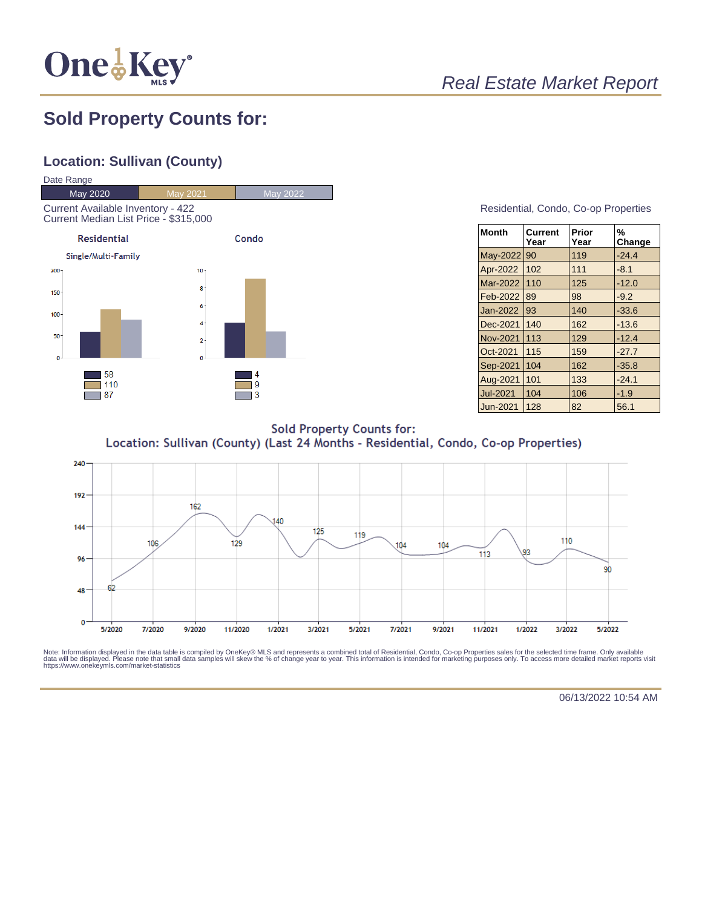*Real Estate Market Report*

## Sold Property Counts for:

### Location: Sullivan (County)

Date Range

| May 2020 | May 2021 | May 2022 |
|---|---|---|

Current Available Inventory - 422
Current Median List Price - $315,000

**Residential**

Single/Multi-Family

| | Count |
|---|---|
| May 2020 | 58 |
| May 2021 | 110 |
| May 2022 | 87 |

**Condo**

| | Count |
|---|---|
| May 2020 | 4 |
| May 2021 | 9 |
| May 2022 | 3 |

Residential, Condo, Co-op Properties

| Month | Current Year | Prior Year | % Change |
|---|---|---|---|
| May-2022 | 90 | 119 | -24.4 |
| Apr-2022 | 102 | 111 | -8.1 |
| Mar-2022 | 110 | 125 | -12.0 |
| Feb-2022 | 89 | 98 | -9.2 |
| Jan-2022 | 93 | 140 | -33.6 |
| Dec-2021 | 140 | 162 | -13.6 |
| Nov-2021 | 113 | 129 | -12.4 |
| Oct-2021 | 115 | 159 | -27.7 |
| Sep-2021 | 104 | 162 | -35.8 |
| Aug-2021 | 101 | 133 | -24.1 |
| Jul-2021 | 104 | 106 | -1.9 |
| Jun-2021 | 128 | 82 | 56.1 |

**Sold Property Counts for:**
**Location: Sullivan (County) (Last 24 Months - Residential, Condo, Co-op Properties)**

| Month | 5/2020 | 7/2020 | 9/2020 | 11/2020 | 1/2021 | 3/2021 | 5/2021 | 7/2021 | 9/2021 | 11/2021 | 1/2022 | 3/2022 | 5/2022 |
|---|---|---|---|---|---|---|---|---|---|---|---|---|---|
| Count | 62 | 106 | 162 | 129 | 140 | 125 | 119 | 104 | 104 | 113 | 93 | 110 | 90 |

Note: Information displayed in the data table is compiled by OneKey® MLS and represents a combined total of Residential, Condo, Co-op Properties sales for the selected time frame. Only available data will be displayed. Please note that small data samples will skew the % of change year to year. This information is intended for marketing purposes only. To access more detailed market reports visit https://www.onekeymls.com/market-statistics

06/13/2022 10:54 AM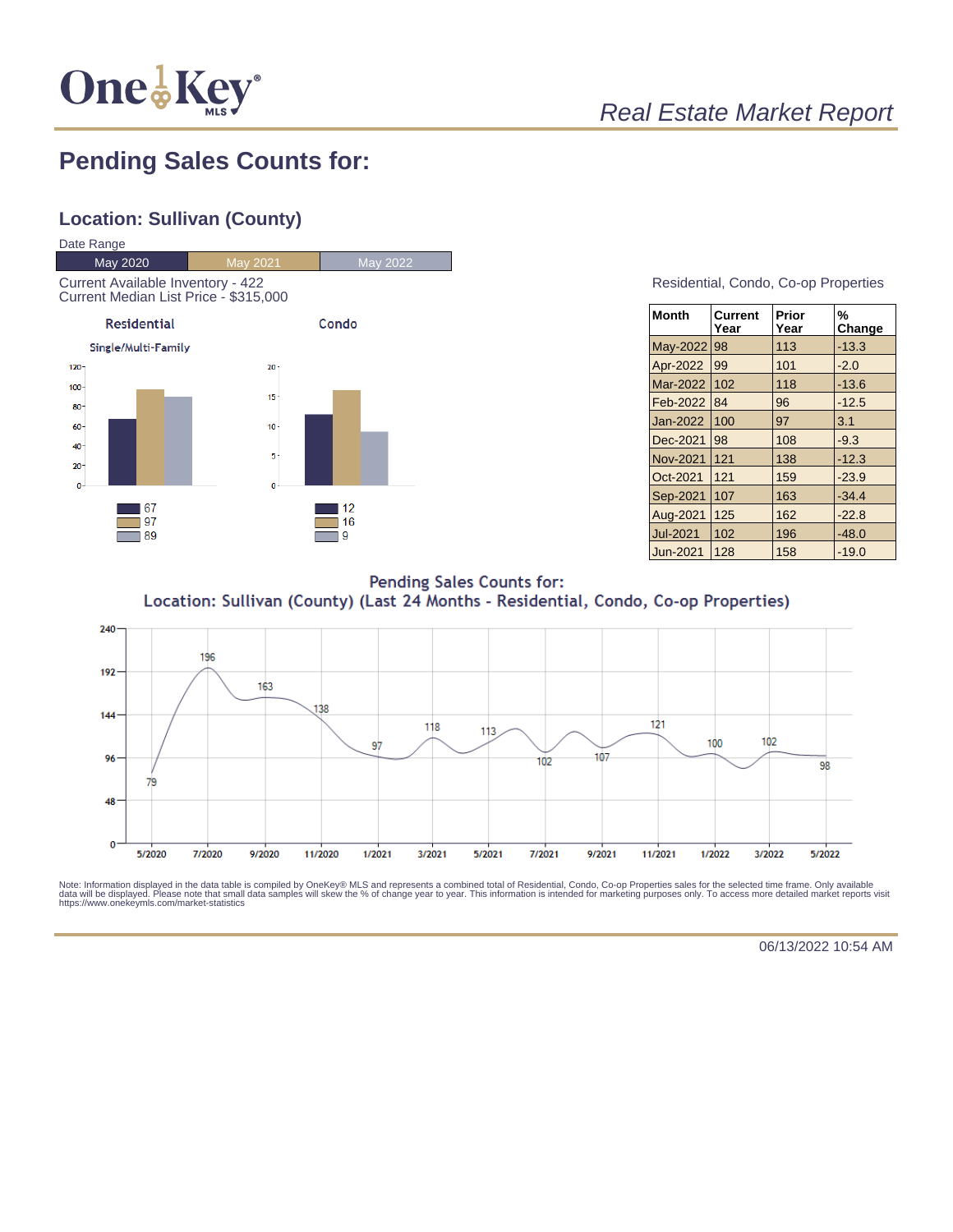*Real Estate Market Report*

# Pending Sales Counts for:

## Location: Sullivan (County)

Date Range

May 2020 | May 2021 | May 2022

Current Available Inventory - 422
Current Median List Price - $315,000

Residential

Single/Multi-Family

120
100
80
60
40
20
0

67
97
89

Condo

20
15
10
5
0

12
16
9

Residential, Condo, Co-op Properties

| Month | Current Year | Prior Year | % Change |
|---|---|---|---|
| May-2022 | 98 | 113 | -13.3 |
| Apr-2022 | 99 | 101 | -2.0 |
| Mar-2022 | 102 | 118 | -13.6 |
| Feb-2022 | 84 | 96 | -12.5 |
| Jan-2022 | 100 | 97 | 3.1 |
| Dec-2021 | 98 | 108 | -9.3 |
| Nov-2021 | 121 | 138 | -12.3 |
| Oct-2021 | 121 | 159 | -23.9 |
| Sep-2021 | 107 | 163 | -34.4 |
| Aug-2021 | 125 | 162 | -22.8 |
| Jul-2021 | 102 | 196 | -48.0 |
| Jun-2021 | 128 | 158 | -19.0 |

Pending Sales Counts for:
Location: Sullivan (County) (Last 24 Months - Residential, Condo, Co-op Properties)

240
192
144
96
48
0

79
196
163
138
97
118
113
102
107
121
100
102
98

5/2020 7/2020 9/2020 11/2020 1/2021 3/2021 5/2021 7/2021 9/2021 11/2021 1/2022 3/2022 5/2022

Note: Information displayed in the data table is compiled by OneKey® MLS and represents a combined total of Residential, Condo, Co-op Properties sales for the selected time frame. Only available data will be displayed. Please note that small data samples will skew the % of change year to year. This information is intended for marketing purposes only. To access more detailed market reports visit https://www.onekeymls.com/market-statistics

06/13/2022 10:54 AM